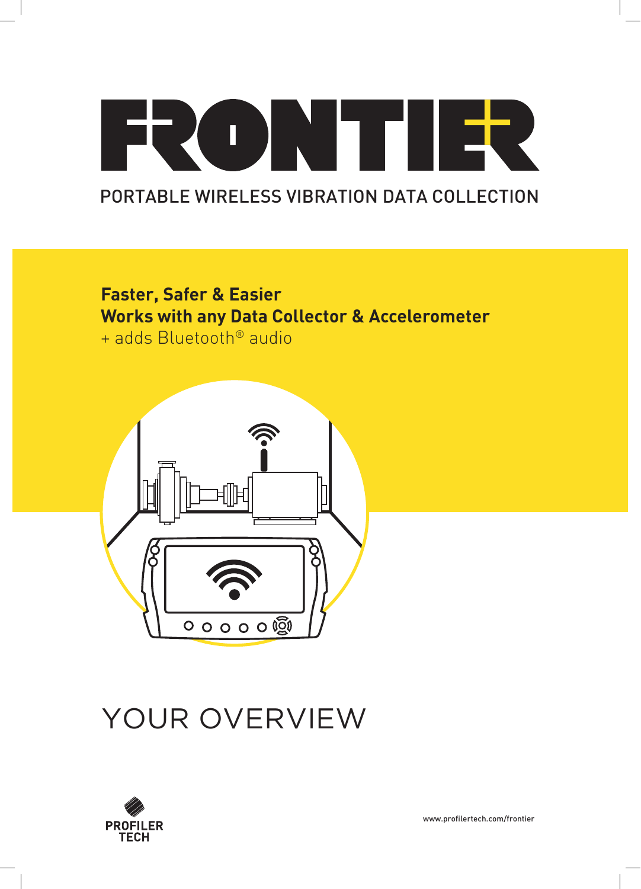# FRONTIER

PORTABLE WIRELESS VIBRATION DATA COLLECTION

**Faster, Safer & Easier**
**Works with any Data Collector & Accelerometer**
+ adds Bluetooth® audio

## YOUR OVERVIEW

PROFILER TECH

www.profilertech.com/frontier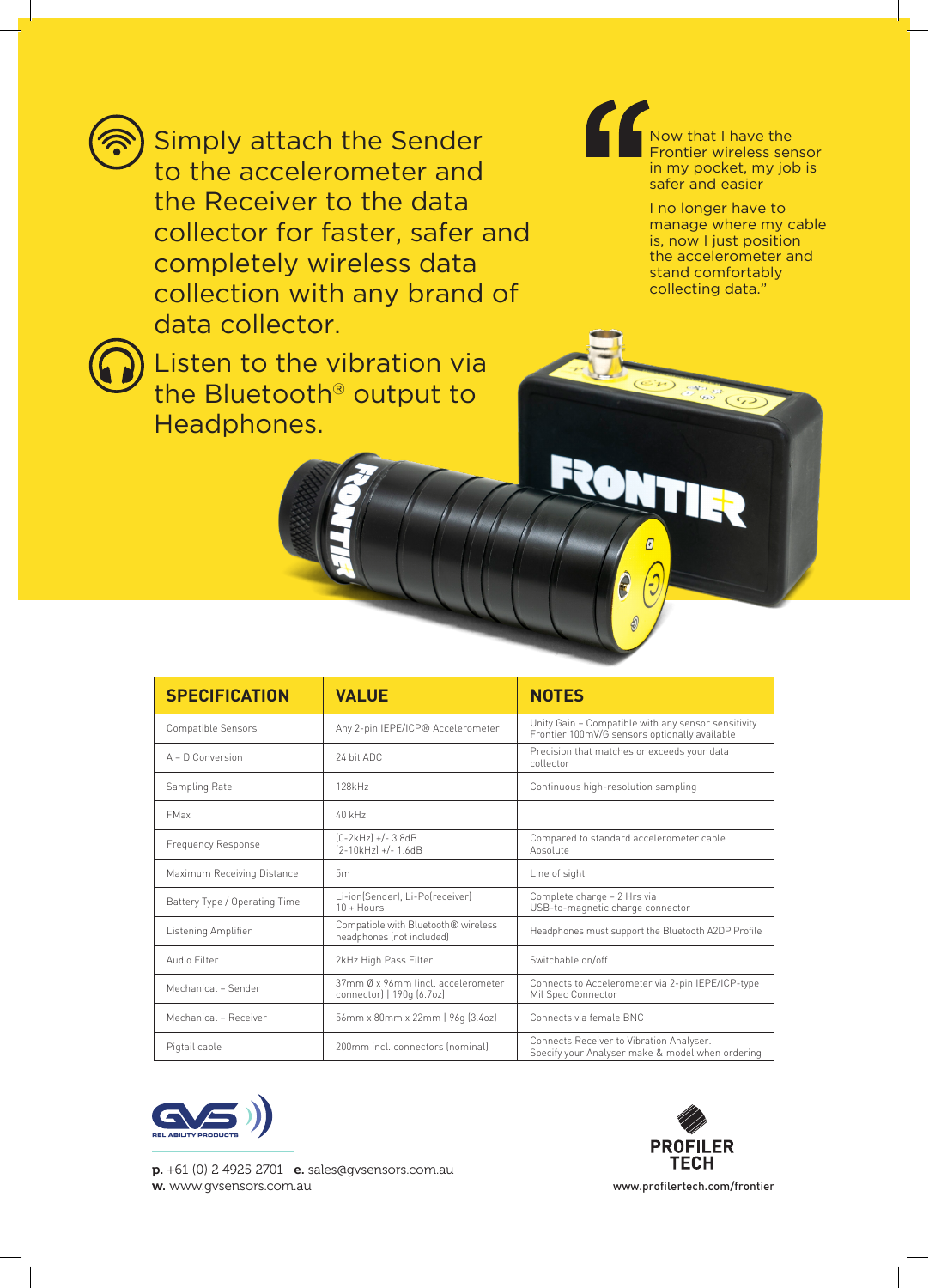Simply attach the Sender to the accelerometer and the Receiver to the data collector for faster, safer and completely wireless data collection with any brand of data collector.

Listen to the vibration via the Bluetooth® output to Headphones.

> "Now that I have the Frontier wireless sensor in my pocket, my job is safer and easier
>
> I no longer have to manage where my cable is, now I just position the accelerometer and stand comfortably collecting data."

| SPECIFICATION | VALUE | NOTES |
| --- | --- | --- |
| Compatible Sensors | Any 2-pin IEPE/ICP® Accelerometer | Unity Gain – Compatible with any sensor sensitivity. Frontier 100mV/G sensors optionally available |
| A – D Conversion | 24 bit ADC | Precision that matches or exceeds your data collector |
| Sampling Rate | 128kHz | Continuous high-resolution sampling |
| FMax | 40 kHz | |
| Frequency Response | (0-2kHz) +/- 3.8dB<br>(2-10kHz) +/- 1.6dB | Compared to standard accelerometer cable<br>Absolute |
| Maximum Receiving Distance | 5m | Line of sight |
| Battery Type / Operating Time | Li-ion(Sender), Li-Po(receiver)<br>10 + Hours | Complete charge – 2 Hrs via<br>USB-to-magnetic charge connector |
| Listening Amplifier | Compatible with Bluetooth® wireless headphones (not included) | Headphones must support the Bluetooth A2DP Profile |
| Audio Filter | 2kHz High Pass Filter | Switchable on/off |
| Mechanical – Sender | 37mm Ø x 96mm (incl. accelerometer connector) \| 190g (6.7oz) | Connects to Accelerometer via 2-pin IEPE/ICP-type Mil Spec Connector |
| Mechanical – Receiver | 56mm x 80mm x 22mm \| 96g (3.4oz) | Connects via female BNC |
| Pigtail cable | 200mm incl. connectors (nominal) | Connects Receiver to Vibration Analyser.<br>Specify your Analyser make & model when ordering |

GVS Reliability Products

**p.** +61 (0) 2 4925 2701 **e.** sales@gvsensors.com.au
**w.** www.gvsensors.com.au

PROFILER TECH
www.profilertech.com/frontier